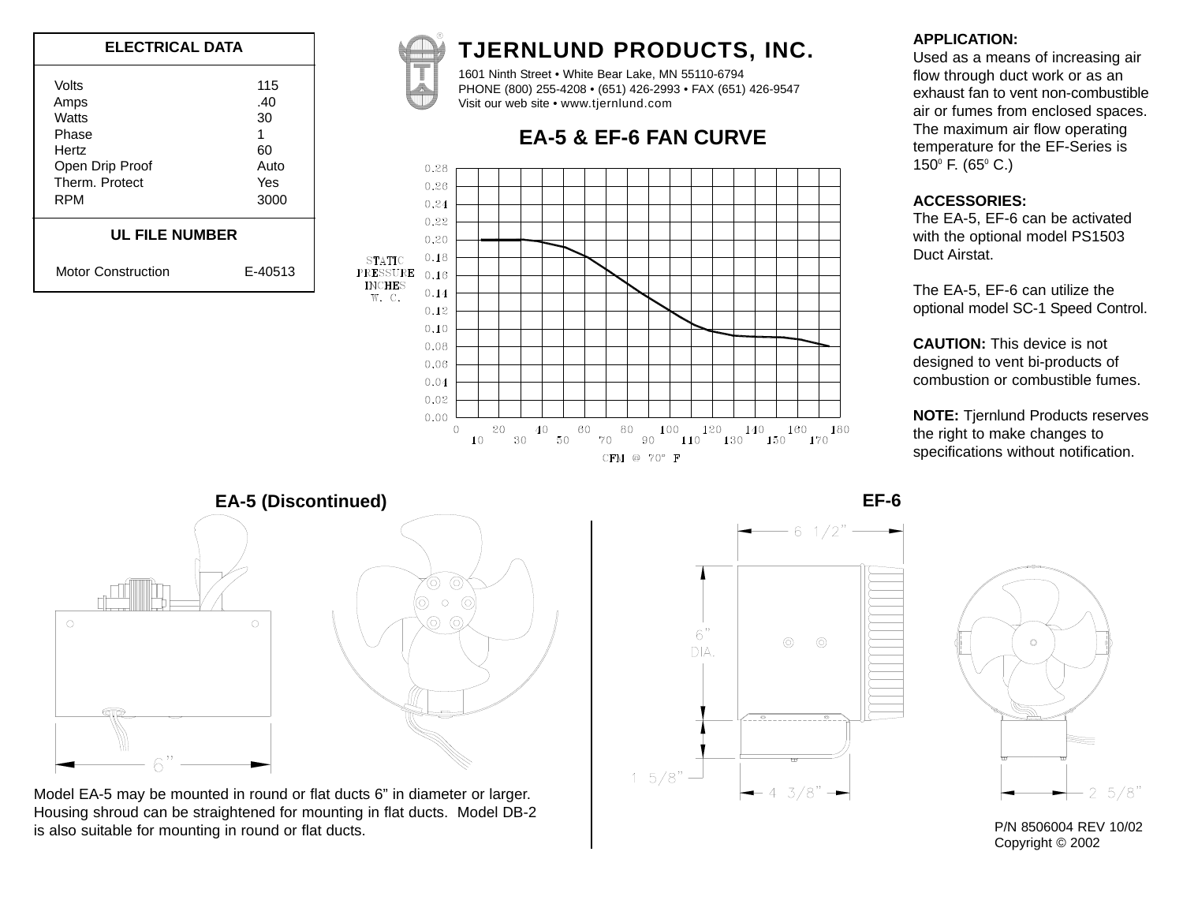# TJERNLUND PRODUCTS, INC.

1601 Ninth Street • White Bear Lake, MN 55110-6794
PHONE (800) 255-4208 • (651) 426-2993 • FAX (651) 426-9547
Visit our web site • www.tjernlund.com

| ELECTRICAL DATA | |
|---|---|
| Volts | 115 |
| Amps | .40 |
| Watts | 30 |
| Phase | 1 |
| Hertz | 60 |
| Open Drip Proof | Auto |
| Therm. Protect | Yes |
| RPM | 3000 |

| UL FILE NUMBER | |
|---|---|
| Motor Construction | E-40513 |

## EA-5 & EF-6 FAN CURVE

STATIC PRESSURE INCHES W. C.

0.28
0.26
0.24
0.22
0.20
0.18
0.16
0.14
0.12
0.10
0.08
0.06
0.04
0.02
0.00

0 10 20 30 40 50 60 70 80 90 100 110 120 130 140 150 160 170 180

CFM @ 70° F

**APPLICATION:**
Used as a means of increasing air flow through duct work or as an exhaust fan to vent non-combustible air or fumes from enclosed spaces. The maximum air flow operating temperature for the EF-Series is 150° F. (65° C.)

**ACCESSORIES:**
The EA-5, EF-6 can be activated with the optional model PS1503 Duct Airstat.

The EA-5, EF-6 can utilize the optional model SC-1 Speed Control.

**CAUTION:** This device is not designed to vent bi-products of combustion or combustible fumes.

**NOTE:** Tjernlund Products reserves the right to make changes to specifications without notification.

### EA-5 (Discontinued)

6"

Model EA-5 may be mounted in round or flat ducts 6" in diameter or larger. Housing shroud can be straightened for mounting in flat ducts. Model DB-2 is also suitable for mounting in round or flat ducts.

### EF-6

6 1/2"

6" DIA.

1 5/8"

4 3/8"

2 5/8"

P/N 8506004 REV 10/02
Copyright © 2002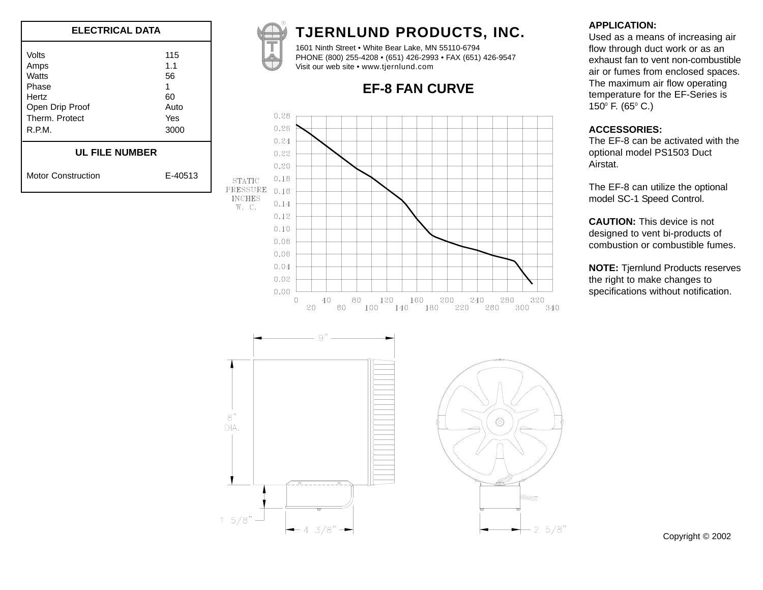| ELECTRICAL DATA | |
|---|---|
| Volts | 115 |
| Amps | 1.1 |
| Watts | 56 |
| Phase | 1 |
| Hertz | 60 |
| Open Drip Proof | Auto |
| Therm. Protect | Yes |
| R.P.M. | 3000 |
| **UL FILE NUMBER** | |
| Motor Construction | E-40513 |

# TJERNLUND PRODUCTS, INC.

1601 Ninth Street • White Bear Lake, MN 55110-6794
PHONE (800) 255-4208 • (651) 426-2993 • FAX (651) 426-9547
Visit our web site • www.tjernlund.com

## EF-8 FAN CURVE

STATIC PRESSURE INCHES W. C.

0.28
0.26
0.24
0.22
0.20
0.18
0.16
0.14
0.12
0.10
0.08
0.06
0.04
0.02
0.00

0 20 40 60 80 100 120 140 160 180 200 220 240 260 280 300 320 340

9"

8" DIA.

1 5/8"

4 3/8"

2 5/8"

**APPLICATION:**
Used as a means of increasing air flow through duct work or as an exhaust fan to vent non-combustible air or fumes from enclosed spaces. The maximum air flow operating temperature for the EF-Series is 150° F. (65° C.)

**ACCESSORIES:**
The EF-8 can be activated with the optional model PS1503 Duct Airstat.

The EF-8 can utilize the optional model SC-1 Speed Control.

**CAUTION:** This device is not designed to vent bi-products of combustion or combustible fumes.

**NOTE:** Tjernlund Products reserves the right to make changes to specifications without notification.

Copyright © 2002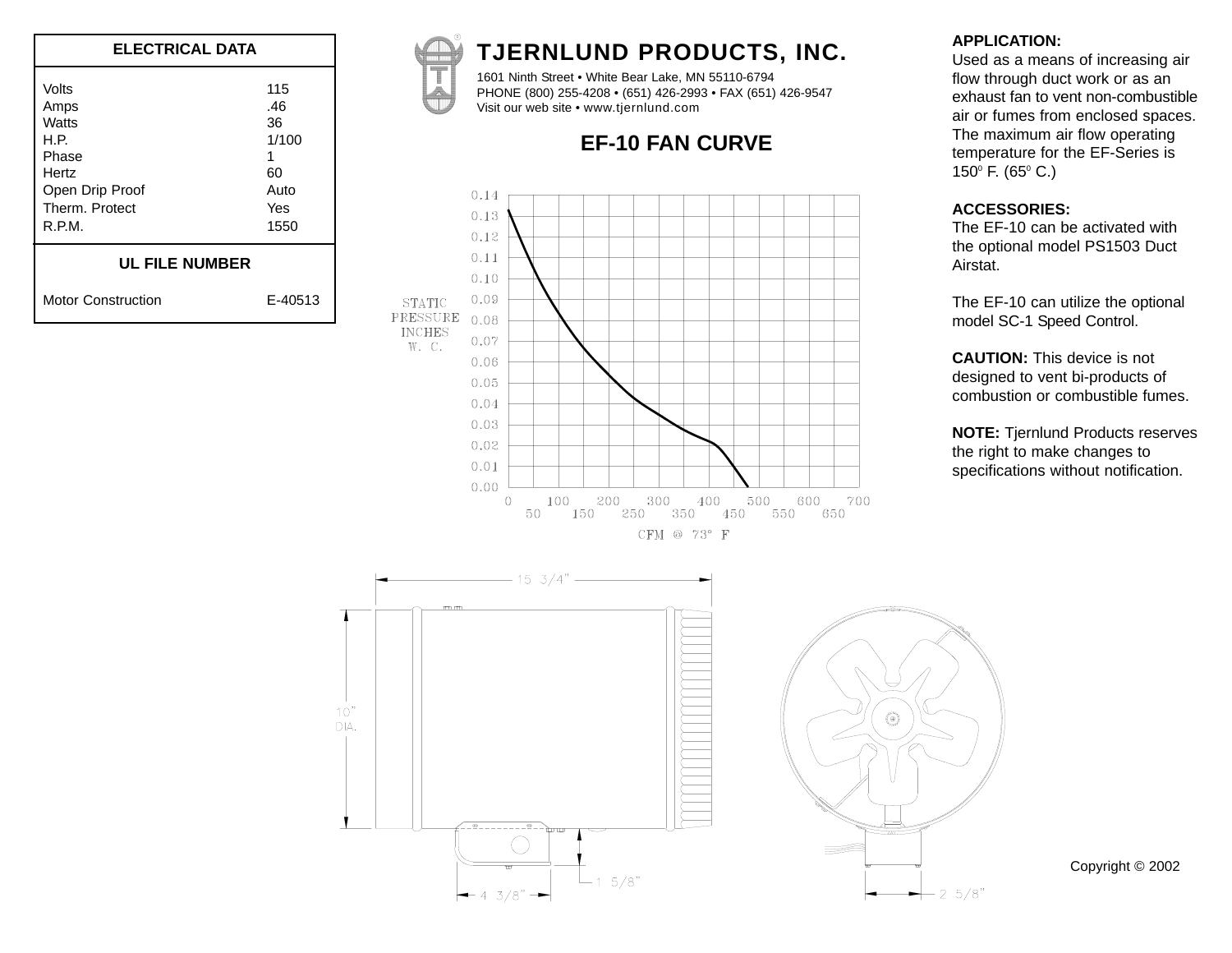## TJERNLUND PRODUCTS, INC.

1601 Ninth Street • White Bear Lake, MN 55110-6794
PHONE (800) 255-4208 • (651) 426-2993 • FAX (651) 426-9547
Visit our web site • www.tjernlund.com

| ELECTRICAL DATA | |
|---|---|
| Volts | 115 |
| Amps | .46 |
| Watts | 36 |
| H.P. | 1/100 |
| Phase | 1 |
| Hertz | 60 |
| Open Drip Proof | Auto |
| Therm. Protect | Yes |
| R.P.M. | 1550 |

| UL FILE NUMBER | |
|---|---|
| Motor Construction | E-40513 |

## EF-10 FAN CURVE

STATIC PRESSURE INCHES W. C.

0.14
0.13
0.12
0.11
0.10
0.09
0.08
0.07
0.06
0.05
0.04
0.03
0.02
0.01
0.00

0 100 200 300 400 500 600 700
50 150 250 350 450 550 650

CFM @ 73° F

15 3/4"

10" DIA.

1 5/8"

4 3/8"

2 5/8"

**APPLICATION:**
Used as a means of increasing air flow through duct work or as an exhaust fan to vent non-combustible air or fumes from enclosed spaces. The maximum air flow operating temperature for the EF-Series is 150° F. (65° C.)

**ACCESSORIES:**
The EF-10 can be activated with the optional model PS1503 Duct Airstat.

The EF-10 can utilize the optional model SC-1 Speed Control.

**CAUTION:** This device is not designed to vent bi-products of combustion or combustible fumes.

**NOTE:** Tjernlund Products reserves the right to make changes to specifications without notification.

Copyright © 2002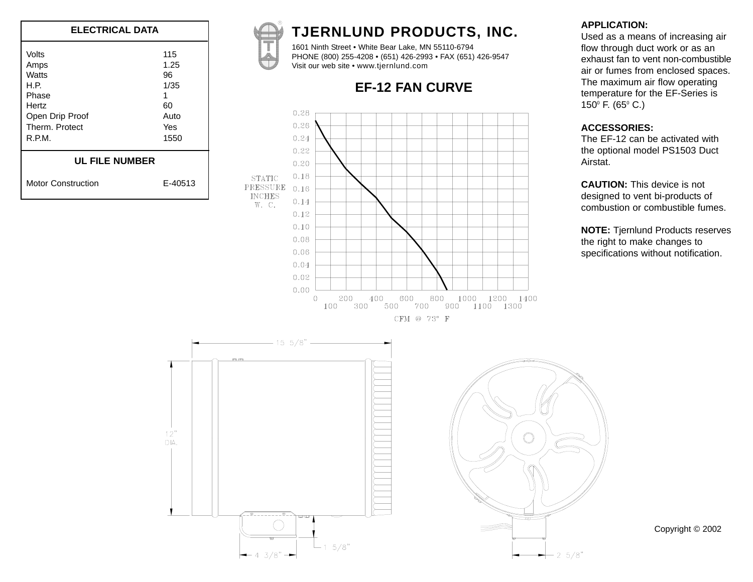## ELECTRICAL DATA

| | |
|---|---|
| Volts | 115 |
| Amps | 1.25 |
| Watts | 96 |
| H.P. | 1/35 |
| Phase | 1 |
| Hertz | 60 |
| Open Drip Proof | Auto |
| Therm. Protect | Yes |
| R.P.M. | 1550 |

## UL FILE NUMBER

| | |
|---|---|
| Motor Construction | E-40513 |

# TJERNLUND PRODUCTS, INC.

1601 Ninth Street • White Bear Lake, MN 55110-6794
PHONE (800) 255-4208 • (651) 426-2993 • FAX (651) 426-9547
Visit our web site • www.tjernlund.com

## EF-12 FAN CURVE

STATIC PRESSURE INCHES W. C.

0.28
0.26
0.24
0.22
0.20
0.18
0.16
0.14
0.12
0.10
0.08
0.06
0.04
0.02
0.00

0 100 200 300 400 500 600 700 800 900 1000 1100 1200 1300 1400

CFM @ 73° F

15 5/8"

12" DIA.

4 3/8"

1 5/8"

2 5/8"

**APPLICATION:**
Used as a means of increasing air flow through duct work or as an exhaust fan to vent non-combustible air or fumes from enclosed spaces. The maximum air flow operating temperature for the EF-Series is 150° F. (65° C.)

**ACCESSORIES:**
The EF-12 can be activated with the optional model PS1503 Duct Airstat.

**CAUTION:** This device is not designed to vent bi-products of combustion or combustible fumes.

**NOTE:** Tjernlund Products reserves the right to make changes to specifications without notification.

Copyright © 2002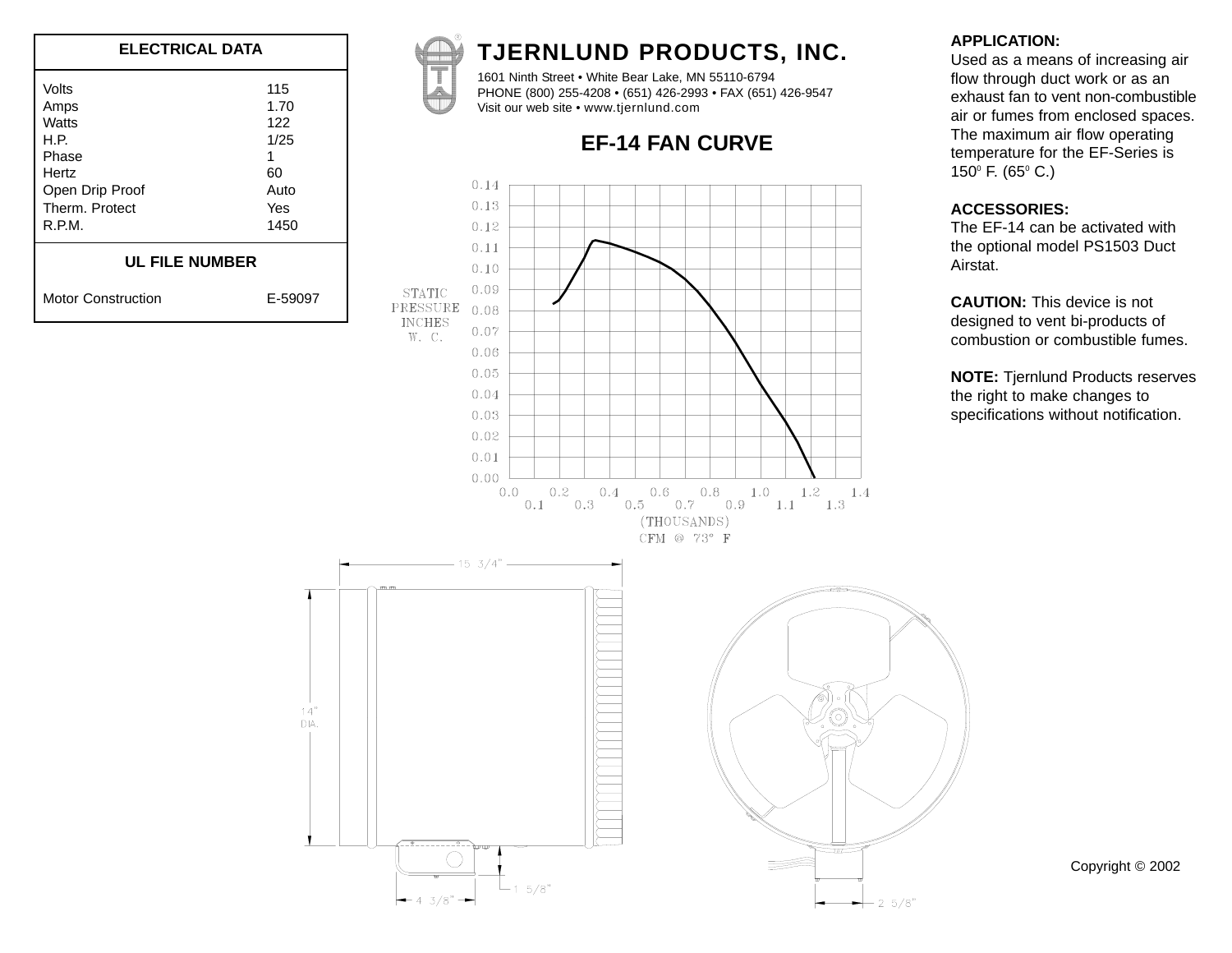## ELECTRICAL DATA

| | |
|---|---|
| Volts | 115 |
| Amps | 1.70 |
| Watts | 122 |
| H.P. | 1/25 |
| Phase | 1 |
| Hertz | 60 |
| Open Drip Proof | Auto |
| Therm. Protect | Yes |
| R.P.M. | 1450 |

## UL FILE NUMBER

| | |
|---|---|
| Motor Construction | E-59097 |

# TJERNLUND PRODUCTS, INC.

1601 Ninth Street • White Bear Lake, MN 55110-6794
PHONE (800) 255-4208 • (651) 426-2993 • FAX (651) 426-9547
Visit our web site • www.tjernlund.com

## EF-14 FAN CURVE

STATIC PRESSURE INCHES W. C.

0.14
0.13
0.12
0.11
0.10
0.09
0.08
0.07
0.06
0.05
0.04
0.03
0.02
0.01
0.00

0.0 0.1 0.2 0.3 0.4 0.5 0.6 0.7 0.8 0.9 1.0 1.1 1.2 1.3 1.4

(THOUSANDS)
CFM @ 73° F

15 3/4"
14" DIA.
1 5/8"
4 3/8"
2 5/8"

**APPLICATION:**
Used as a means of increasing air flow through duct work or as an exhaust fan to vent non-combustible air or fumes from enclosed spaces. The maximum air flow operating temperature for the EF-Series is 150° F. (65° C.)

**ACCESSORIES:**
The EF-14 can be activated with the optional model PS1503 Duct Airstat.

**CAUTION:** This device is not designed to vent bi-products of combustion or combustible fumes.

**NOTE:** Tjernlund Products reserves the right to make changes to specifications without notification.

Copyright © 2002